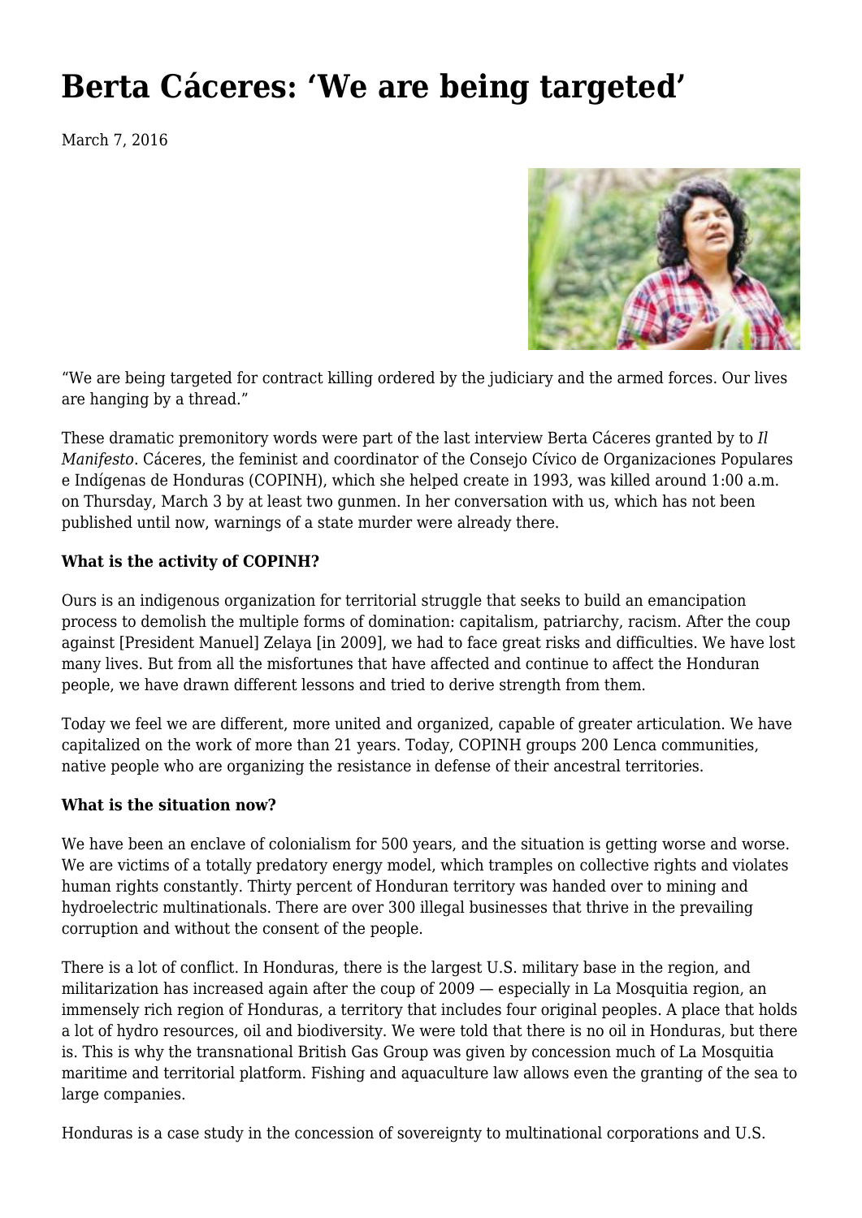# Berta Cáceres: 'We are being targeted'

March 7, 2016

"We are being targeted for contract killing ordered by the judiciary and the armed forces. Our lives are hanging by a thread."

These dramatic premonitory words were part of the last interview Berta Cáceres granted by to *Il Manifesto*. Cáceres, the feminist and coordinator of the Consejo Cívico de Organizaciones Populares e Indígenas de Honduras (COPINH), which she helped create in 1993, was killed around 1:00 a.m. on Thursday, March 3 by at least two gunmen. In her conversation with us, which has not been published until now, warnings of a state murder were already there.

**What is the activity of COPINH?**

Ours is an indigenous organization for territorial struggle that seeks to build an emancipation process to demolish the multiple forms of domination: capitalism, patriarchy, racism. After the coup against [President Manuel] Zelaya [in 2009], we had to face great risks and difficulties. We have lost many lives. But from all the misfortunes that have affected and continue to affect the Honduran people, we have drawn different lessons and tried to derive strength from them.

Today we feel we are different, more united and organized, capable of greater articulation. We have capitalized on the work of more than 21 years. Today, COPINH groups 200 Lenca communities, native people who are organizing the resistance in defense of their ancestral territories.

**What is the situation now?**

We have been an enclave of colonialism for 500 years, and the situation is getting worse and worse. We are victims of a totally predatory energy model, which tramples on collective rights and violates human rights constantly. Thirty percent of Honduran territory was handed over to mining and hydroelectric multinationals. There are over 300 illegal businesses that thrive in the prevailing corruption and without the consent of the people.

There is a lot of conflict. In Honduras, there is the largest U.S. military base in the region, and militarization has increased again after the coup of 2009 — especially in La Mosquitia region, an immensely rich region of Honduras, a territory that includes four original peoples. A place that holds a lot of hydro resources, oil and biodiversity. We were told that there is no oil in Honduras, but there is. This is why the transnational British Gas Group was given by concession much of La Mosquitia maritime and territorial platform. Fishing and aquaculture law allows even the granting of the sea to large companies.

Honduras is a case study in the concession of sovereignty to multinational corporations and U.S.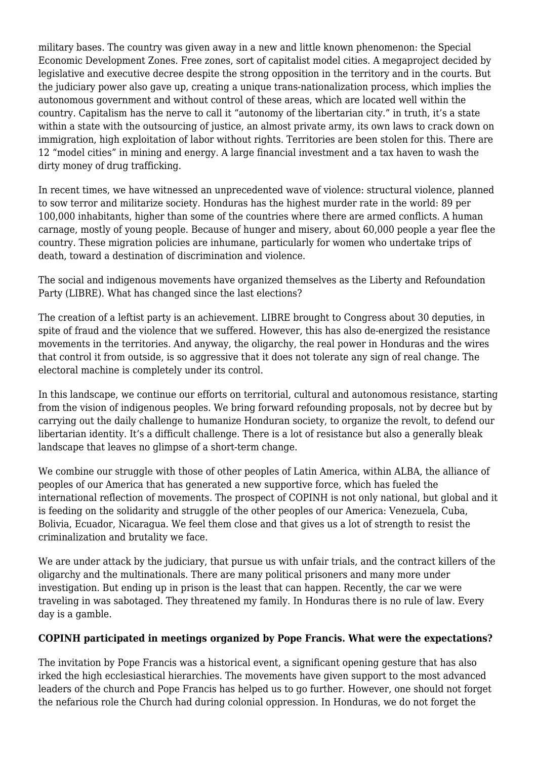military bases. The country was given away in a new and little known phenomenon: the Special Economic Development Zones. Free zones, sort of capitalist model cities. A megaproject decided by legislative and executive decree despite the strong opposition in the territory and in the courts. But the judiciary power also gave up, creating a unique trans-nationalization process, which implies the autonomous government and without control of these areas, which are located well within the country. Capitalism has the nerve to call it "autonomy of the libertarian city." in truth, it's a state within a state with the outsourcing of justice, an almost private army, its own laws to crack down on immigration, high exploitation of labor without rights. Territories are been stolen for this. There are 12 "model cities" in mining and energy. A large financial investment and a tax haven to wash the dirty money of drug trafficking.

In recent times, we have witnessed an unprecedented wave of violence: structural violence, planned to sow terror and militarize society. Honduras has the highest murder rate in the world: 89 per 100,000 inhabitants, higher than some of the countries where there are armed conflicts. A human carnage, mostly of young people. Because of hunger and misery, about 60,000 people a year flee the country. These migration policies are inhumane, particularly for women who undertake trips of death, toward a destination of discrimination and violence.

The social and indigenous movements have organized themselves as the Liberty and Refoundation Party (LIBRE). What has changed since the last elections?

The creation of a leftist party is an achievement. LIBRE brought to Congress about 30 deputies, in spite of fraud and the violence that we suffered. However, this has also de-energized the resistance movements in the territories. And anyway, the oligarchy, the real power in Honduras and the wires that control it from outside, is so aggressive that it does not tolerate any sign of real change. The electoral machine is completely under its control.

In this landscape, we continue our efforts on territorial, cultural and autonomous resistance, starting from the vision of indigenous peoples. We bring forward refounding proposals, not by decree but by carrying out the daily challenge to humanize Honduran society, to organize the revolt, to defend our libertarian identity. It's a difficult challenge. There is a lot of resistance but also a generally bleak landscape that leaves no glimpse of a short-term change.

We combine our struggle with those of other peoples of Latin America, within ALBA, the alliance of peoples of our America that has generated a new supportive force, which has fueled the international reflection of movements. The prospect of COPINH is not only national, but global and it is feeding on the solidarity and struggle of the other peoples of our America: Venezuela, Cuba, Bolivia, Ecuador, Nicaragua. We feel them close and that gives us a lot of strength to resist the criminalization and brutality we face.

We are under attack by the judiciary, that pursue us with unfair trials, and the contract killers of the oligarchy and the multinationals. There are many political prisoners and many more under investigation. But ending up in prison is the least that can happen. Recently, the car we were traveling in was sabotaged. They threatened my family. In Honduras there is no rule of law. Every day is a gamble.

**COPINH participated in meetings organized by Pope Francis. What were the expectations?**

The invitation by Pope Francis was a historical event, a significant opening gesture that has also irked the high ecclesiastical hierarchies. The movements have given support to the most advanced leaders of the church and Pope Francis has helped us to go further. However, one should not forget the nefarious role the Church had during colonial oppression. In Honduras, we do not forget the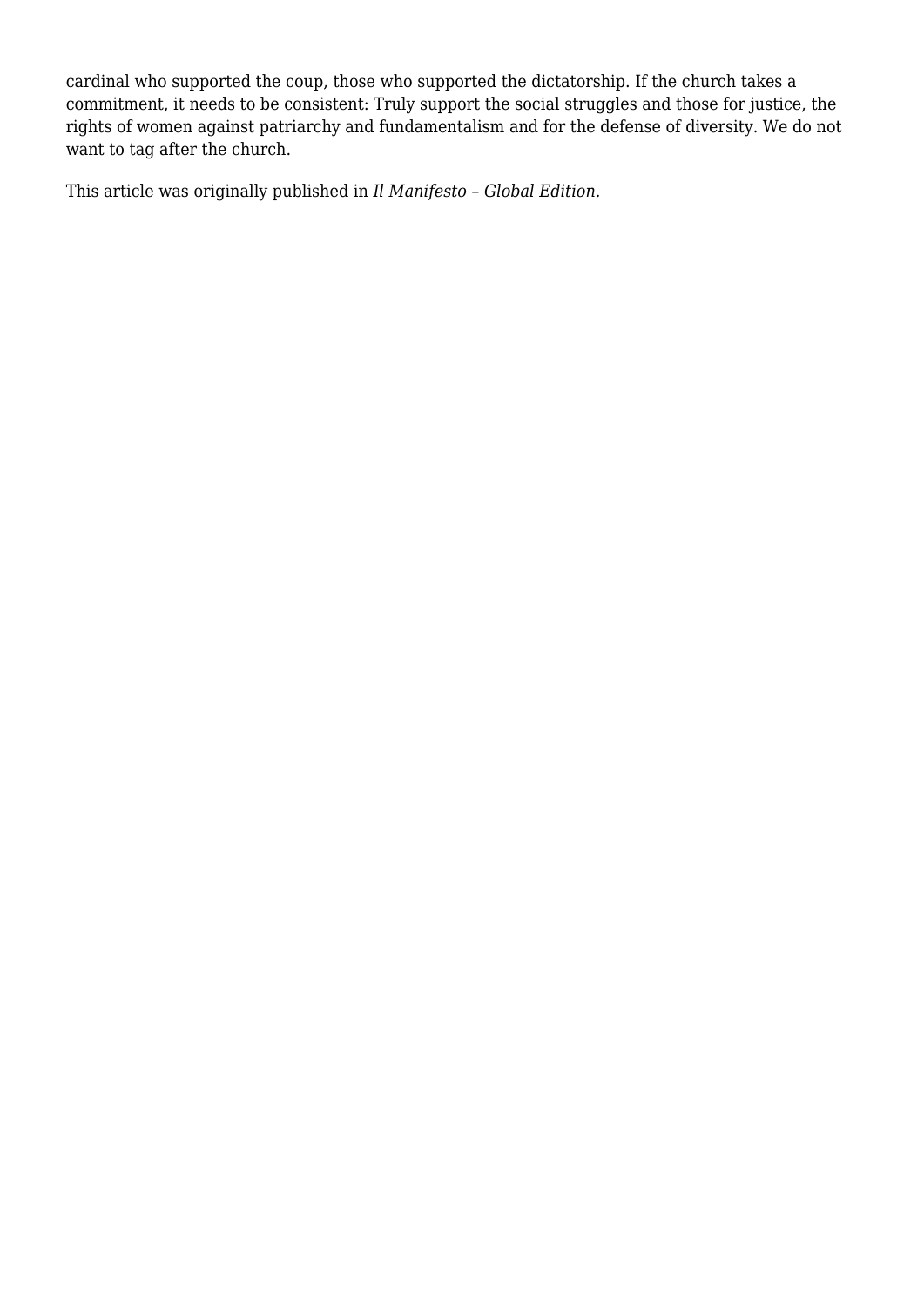cardinal who supported the coup, those who supported the dictatorship. If the church takes a commitment, it needs to be consistent: Truly support the social struggles and those for justice, the rights of women against patriarchy and fundamentalism and for the defense of diversity. We do not want to tag after the church.

This article was originally published in *Il Manifesto – Global Edition.*